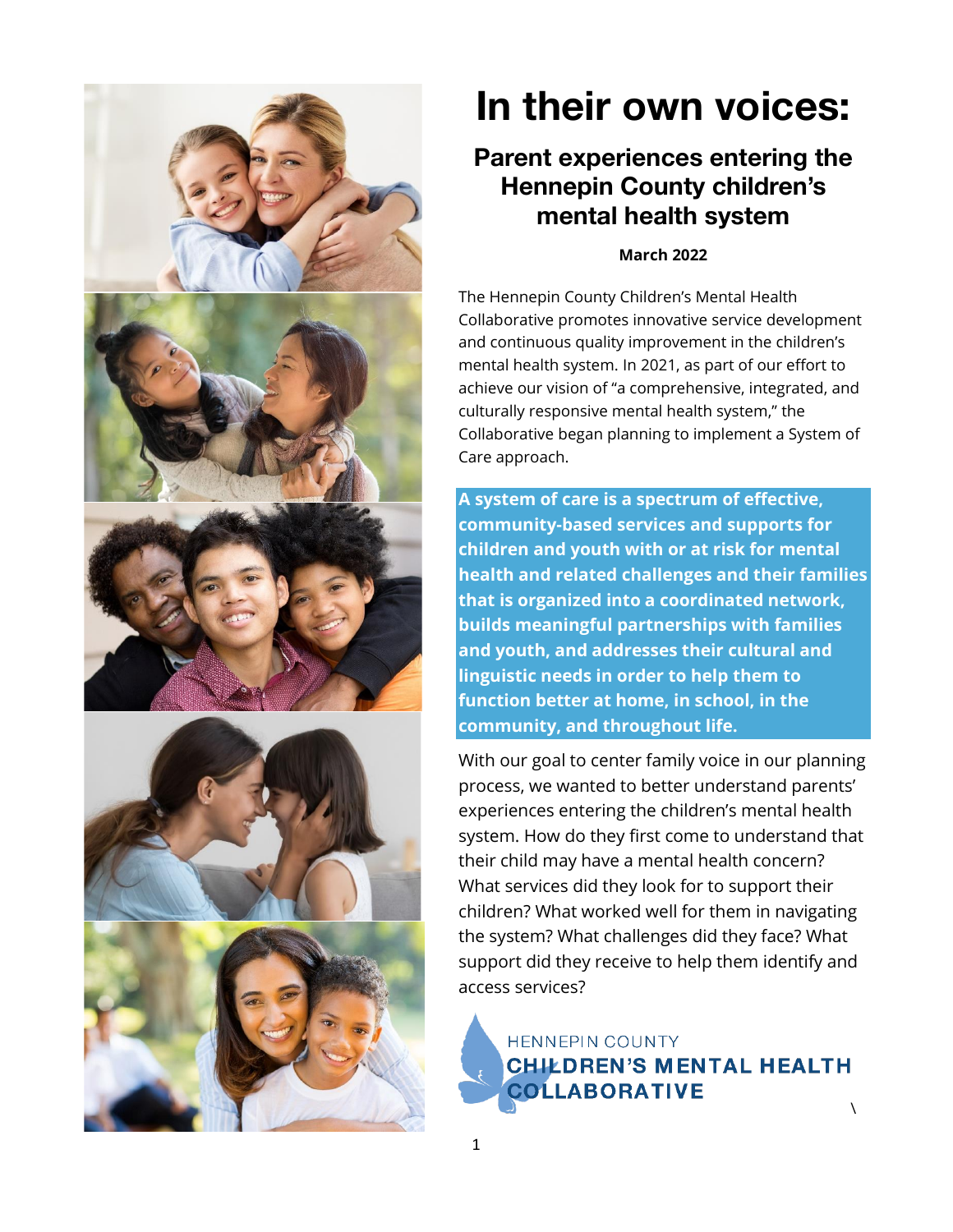# In their own voices:

## Parent experiences entering the Hennepin County children's mental health system

**March 2022**

The Hennepin County Children's Mental Health Collaborative promotes innovative service development and continuous quality improvement in the children's mental health system. In 2021, as part of our effort to achieve our vision of "a comprehensive, integrated, and culturally responsive mental health system," the Collaborative began planning to implement a System of Care approach.

**A system of care is a spectrum of effective, community-based services and supports for children and youth with or at risk for mental health and related challenges and their families that is organized into a coordinated network, builds meaningful partnerships with families and youth, and addresses their cultural and linguistic needs in order to help them to function better at home, in school, in the community, and throughout life.**

With our goal to center family voice in our planning process, we wanted to better understand parents' experiences entering the children's mental health system. How do they first come to understand that their child may have a mental health concern? What services did they look for to support their children? What worked well for them in navigating the system? What challenges did they face? What support did they receive to help them identify and access services?

HENNEPIN COUNTY
CHILDREN'S MENTAL HEALTH COLLABORATIVE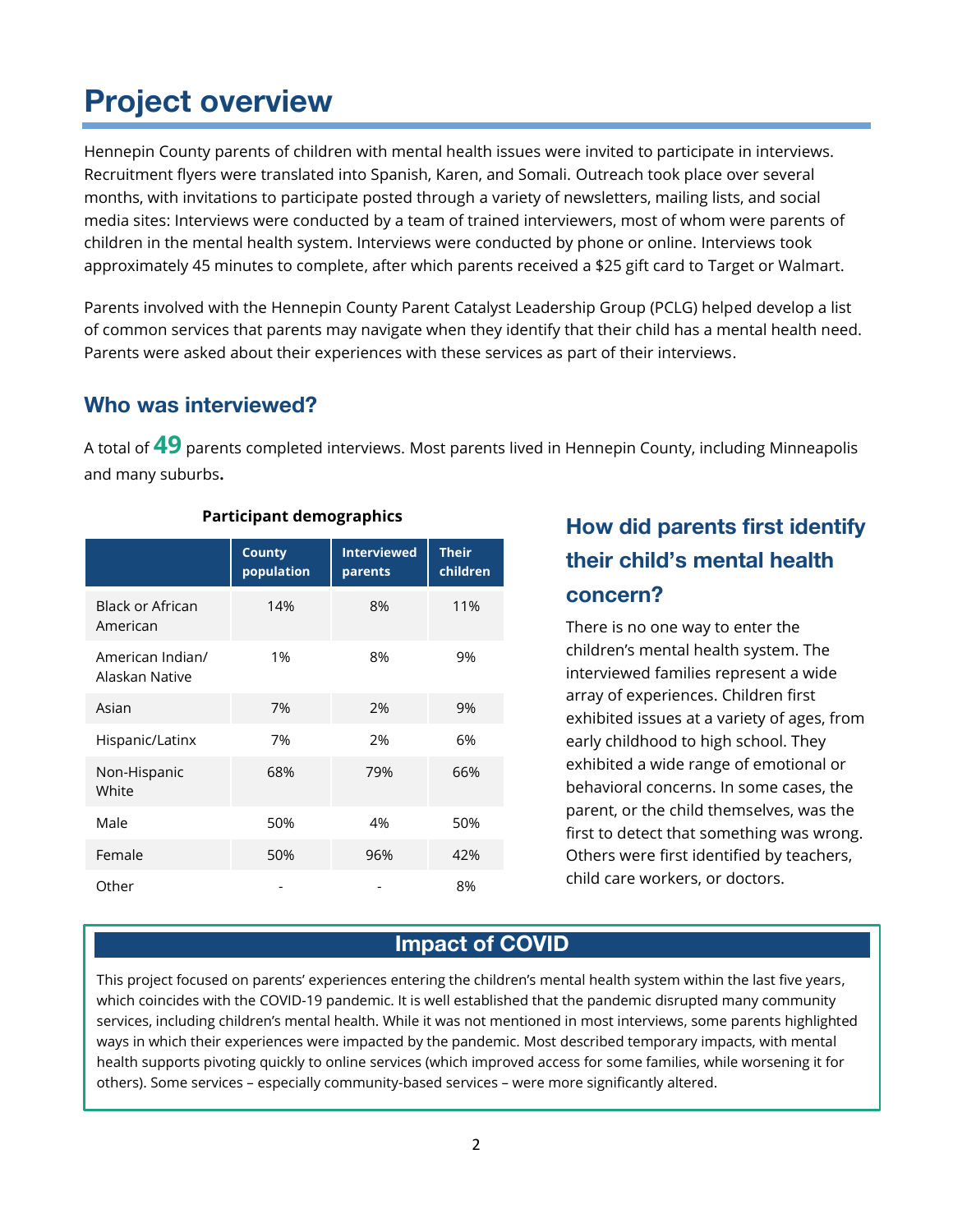# Project overview

Hennepin County parents of children with mental health issues were invited to participate in interviews. Recruitment flyers were translated into Spanish, Karen, and Somali. Outreach took place over several months, with invitations to participate posted through a variety of newsletters, mailing lists, and social media sites: Interviews were conducted by a team of trained interviewers, most of whom were parents of children in the mental health system. Interviews were conducted by phone or online. Interviews took approximately 45 minutes to complete, after which parents received a $25 gift card to Target or Walmart.

Parents involved with the Hennepin County Parent Catalyst Leadership Group (PCLG) helped develop a list of common services that parents may navigate when they identify that their child has a mental health need. Parents were asked about their experiences with these services as part of their interviews.

## Who was interviewed?

A total of **49** parents completed interviews. Most parents lived in Hennepin County, including Minneapolis and many suburbs.

**Participant demographics**

| | County population | Interviewed parents | Their children |
|---|---|---|---|
| Black or African American | 14% | 8% | 11% |
| American Indian/ Alaskan Native | 1% | 8% | 9% |
| Asian | 7% | 2% | 9% |
| Hispanic/Latinx | 7% | 2% | 6% |
| Non-Hispanic White | 68% | 79% | 66% |
| Male | 50% | 4% | 50% |
| Female | 50% | 96% | 42% |
| Other | - | - | 8% |

## How did parents first identify their child's mental health concern?

There is no one way to enter the children's mental health system. The interviewed families represent a wide array of experiences. Children first exhibited issues at a variety of ages, from early childhood to high school. They exhibited a wide range of emotional or behavioral concerns. In some cases, the parent, or the child themselves, was the first to detect that something was wrong. Others were first identified by teachers, child care workers, or doctors.

## Impact of COVID

This project focused on parents' experiences entering the children's mental health system within the last five years, which coincides with the COVID-19 pandemic. It is well established that the pandemic disrupted many community services, including children's mental health. While it was not mentioned in most interviews, some parents highlighted ways in which their experiences were impacted by the pandemic. Most described temporary impacts, with mental health supports pivoting quickly to online services (which improved access for some families, while worsening it for others). Some services – especially community-based services – were more significantly altered.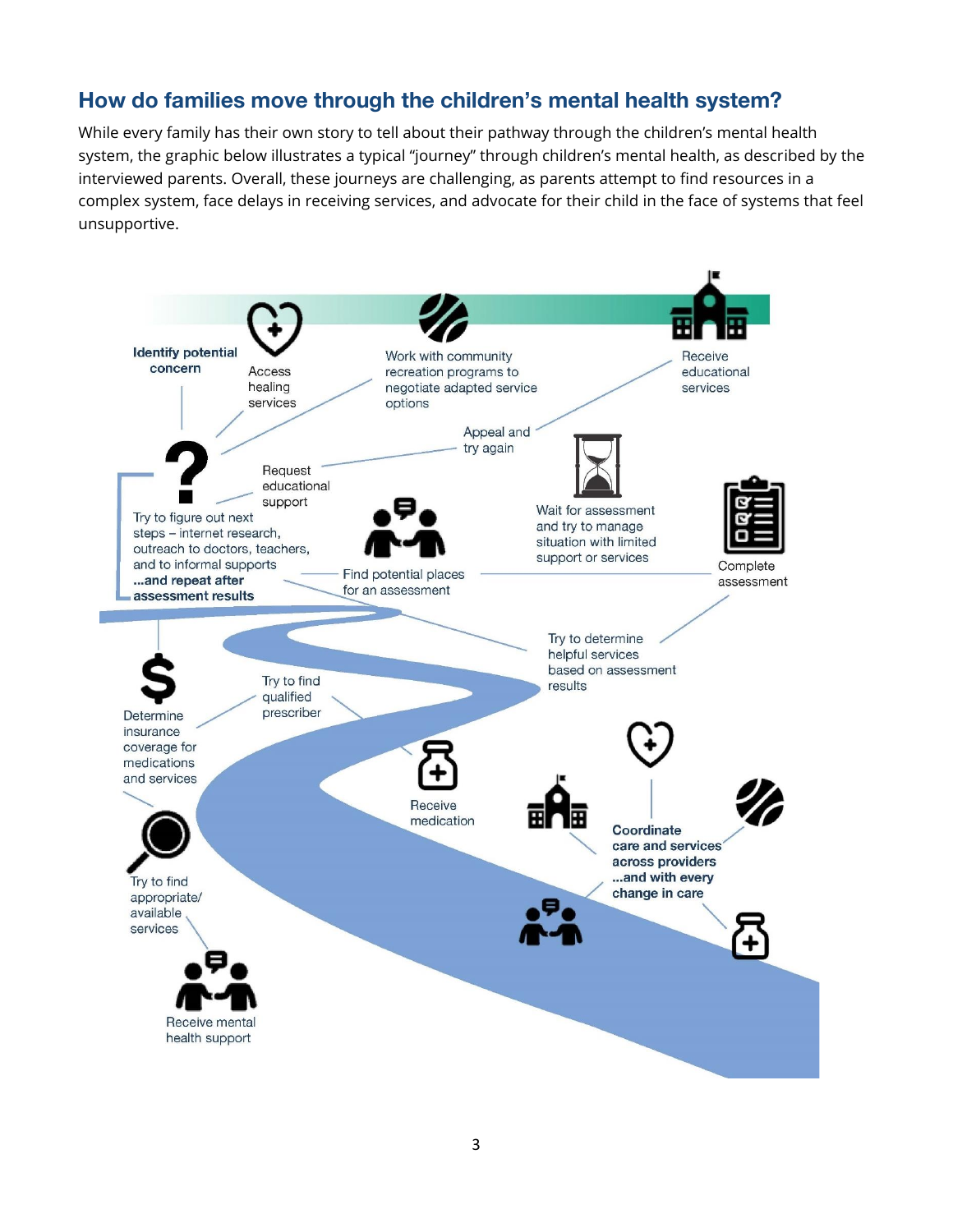## How do families move through the children's mental health system?

While every family has their own story to tell about their pathway through the children's mental health system, the graphic below illustrates a typical "journey" through children's mental health, as described by the interviewed parents. Overall, these journeys are challenging, as parents attempt to find resources in a complex system, face delays in receiving services, and advocate for their child in the face of systems that feel unsupportive.

**Identify potential concern**

Access healing services

Work with community recreation programs to negotiate adapted service options

Receive educational services

Appeal and try again

Request educational support

Try to figure out next steps – internet research, outreach to doctors, teachers, and to informal supports **...and repeat after assessment results**

Find potential places for an assessment

Wait for assessment and try to manage situation with limited support or services

Complete assessment

Try to determine helpful services based on assessment results

Try to find qualified prescriber

Determine insurance coverage for medications and services

Receive medication

**Coordinate care and services across providers ...and with every change in care**

Try to find appropriate/ available services

Receive mental health support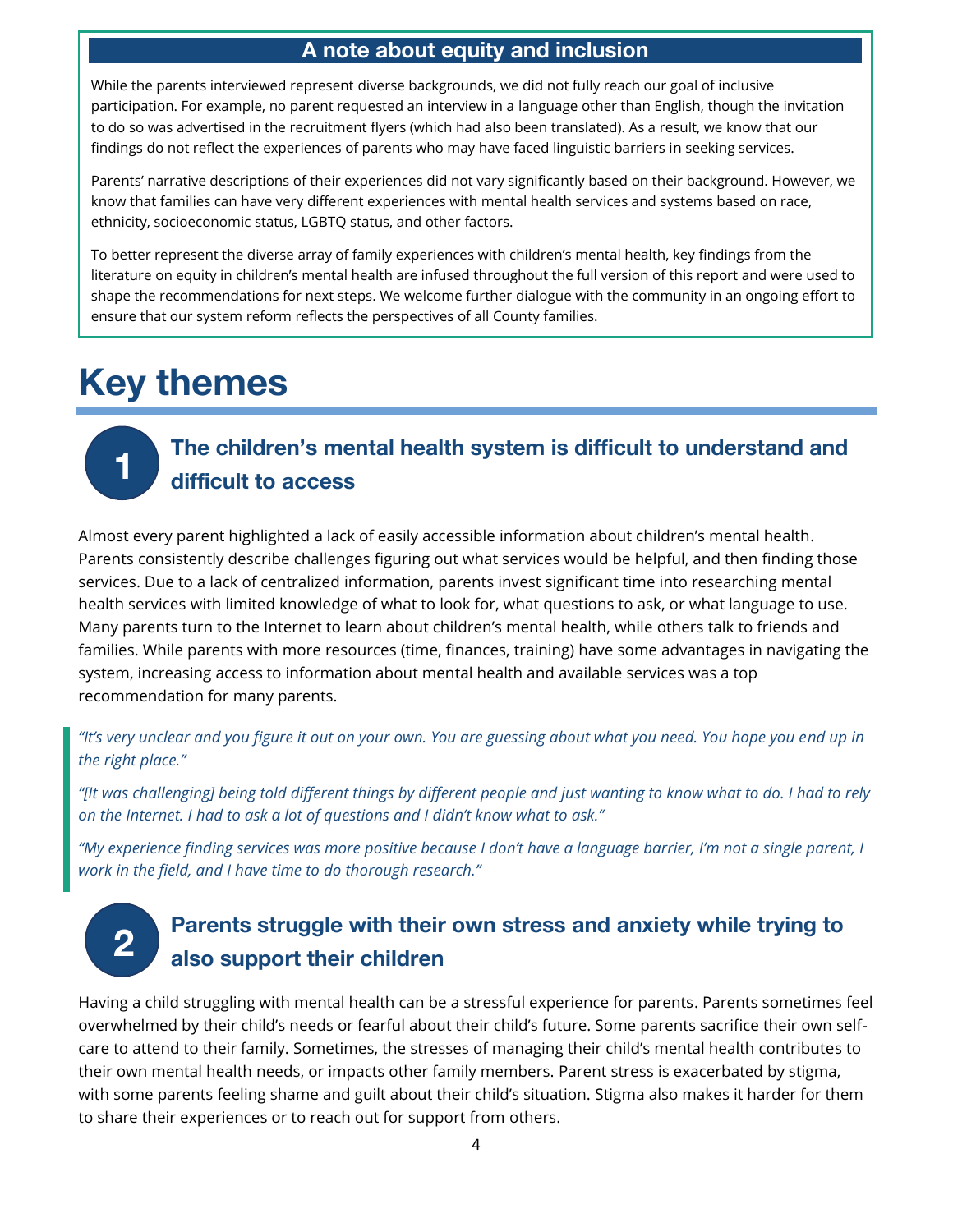### A note about equity and inclusion

While the parents interviewed represent diverse backgrounds, we did not fully reach our goal of inclusive participation. For example, no parent requested an interview in a language other than English, though the invitation to do so was advertised in the recruitment flyers (which had also been translated). As a result, we know that our findings do not reflect the experiences of parents who may have faced linguistic barriers in seeking services.

Parents' narrative descriptions of their experiences did not vary significantly based on their background. However, we know that families can have very different experiences with mental health services and systems based on race, ethnicity, socioeconomic status, LGBTQ status, and other factors.

To better represent the diverse array of family experiences with children's mental health, key findings from the literature on equity in children's mental health are infused throughout the full version of this report and were used to shape the recommendations for next steps. We welcome further dialogue with the community in an ongoing effort to ensure that our system reform reflects the perspectives of all County families.

# Key themes

## 1 The children's mental health system is difficult to understand and difficult to access

Almost every parent highlighted a lack of easily accessible information about children's mental health. Parents consistently describe challenges figuring out what services would be helpful, and then finding those services. Due to a lack of centralized information, parents invest significant time into researching mental health services with limited knowledge of what to look for, what questions to ask, or what language to use. Many parents turn to the Internet to learn about children's mental health, while others talk to friends and families. While parents with more resources (time, finances, training) have some advantages in navigating the system, increasing access to information about mental health and available services was a top recommendation for many parents.

> *"It's very unclear and you figure it out on your own. You are guessing about what you need. You hope you end up in the right place."*
>
> *"[It was challenging] being told different things by different people and just wanting to know what to do. I had to rely on the Internet. I had to ask a lot of questions and I didn't know what to ask."*
>
> *"My experience finding services was more positive because I don't have a language barrier, I'm not a single parent, I work in the field, and I have time to do thorough research."*

## 2 Parents struggle with their own stress and anxiety while trying to also support their children

Having a child struggling with mental health can be a stressful experience for parents. Parents sometimes feel overwhelmed by their child's needs or fearful about their child's future. Some parents sacrifice their own self-care to attend to their family. Sometimes, the stresses of managing their child's mental health contributes to their own mental health needs, or impacts other family members. Parent stress is exacerbated by stigma, with some parents feeling shame and guilt about their child's situation. Stigma also makes it harder for them to share their experiences or to reach out for support from others.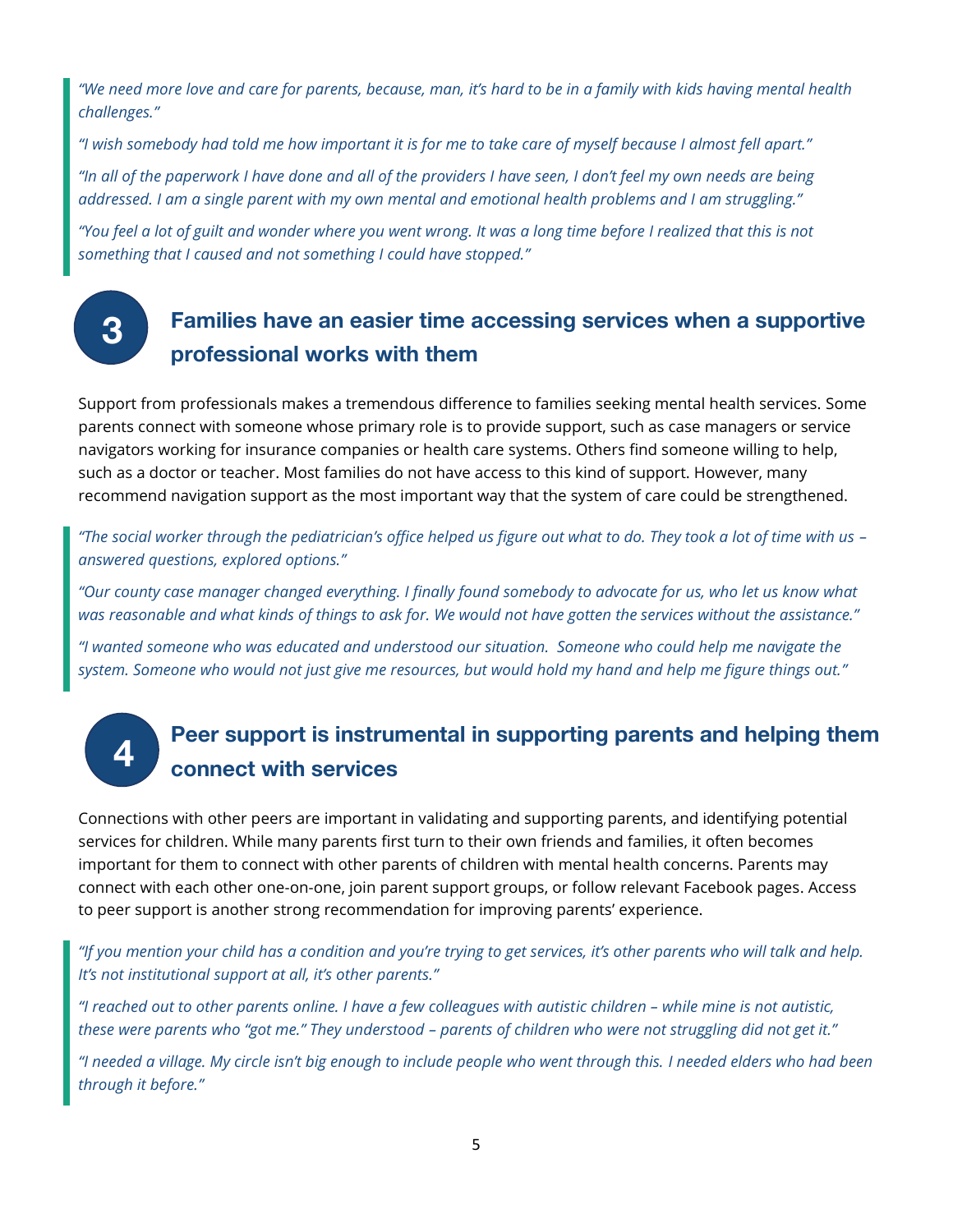*"We need more love and care for parents, because, man, it's hard to be in a family with kids having mental health challenges."*

*"I wish somebody had told me how important it is for me to take care of myself because I almost fell apart."*

*"In all of the paperwork I have done and all of the providers I have seen, I don't feel my own needs are being addressed. I am a single parent with my own mental and emotional health problems and I am struggling."*

*"You feel a lot of guilt and wonder where you went wrong. It was a long time before I realized that this is not something that I caused and not something I could have stopped."*

## 3 Families have an easier time accessing services when a supportive professional works with them

Support from professionals makes a tremendous difference to families seeking mental health services. Some parents connect with someone whose primary role is to provide support, such as case managers or service navigators working for insurance companies or health care systems. Others find someone willing to help, such as a doctor or teacher. Most families do not have access to this kind of support. However, many recommend navigation support as the most important way that the system of care could be strengthened.

*"The social worker through the pediatrician's office helped us figure out what to do. They took a lot of time with us – answered questions, explored options."*

*"Our county case manager changed everything. I finally found somebody to advocate for us, who let us know what was reasonable and what kinds of things to ask for. We would not have gotten the services without the assistance."*

*"I wanted someone who was educated and understood our situation. Someone who could help me navigate the system. Someone who would not just give me resources, but would hold my hand and help me figure things out."*

## 4 Peer support is instrumental in supporting parents and helping them connect with services

Connections with other peers are important in validating and supporting parents, and identifying potential services for children. While many parents first turn to their own friends and families, it often becomes important for them to connect with other parents of children with mental health concerns. Parents may connect with each other one-on-one, join parent support groups, or follow relevant Facebook pages. Access to peer support is another strong recommendation for improving parents' experience.

*"If you mention your child has a condition and you're trying to get services, it's other parents who will talk and help. It's not institutional support at all, it's other parents."*

*"I reached out to other parents online. I have a few colleagues with autistic children – while mine is not autistic, these were parents who "got me." They understood – parents of children who were not struggling did not get it."*

*"I needed a village. My circle isn't big enough to include people who went through this. I needed elders who had been through it before."*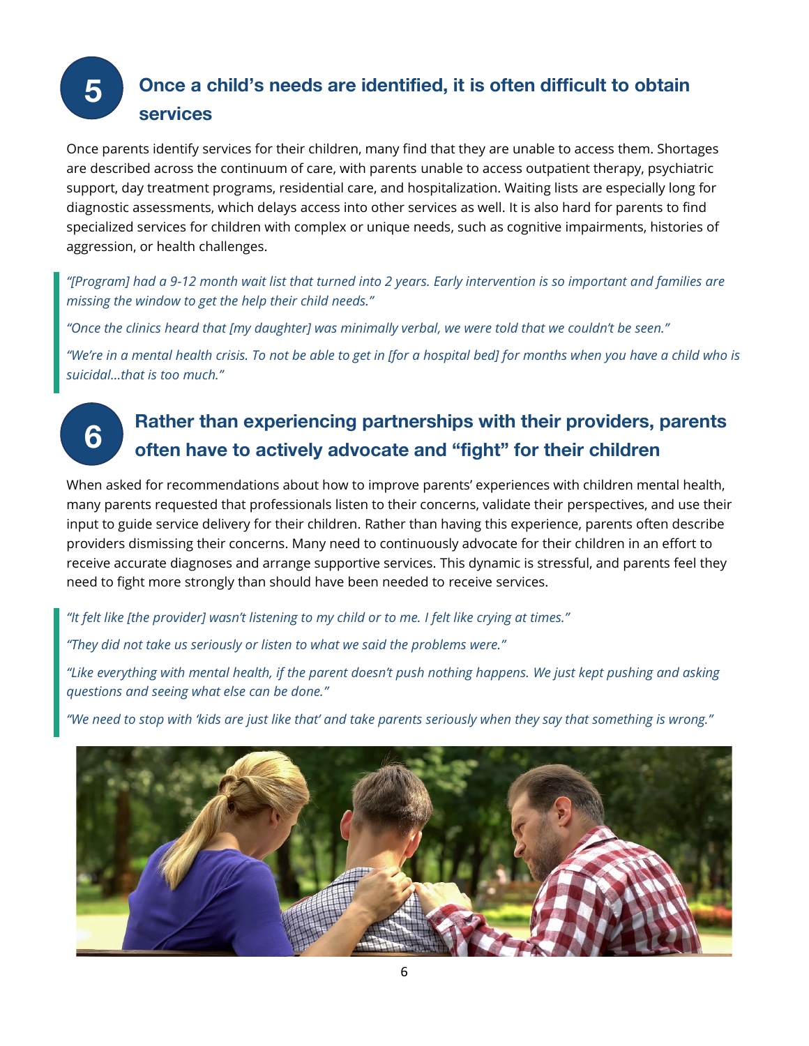## 5 Once a child's needs are identified, it is often difficult to obtain services

Once parents identify services for their children, many find that they are unable to access them. Shortages are described across the continuum of care, with parents unable to access outpatient therapy, psychiatric support, day treatment programs, residential care, and hospitalization. Waiting lists are especially long for diagnostic assessments, which delays access into other services as well. It is also hard for parents to find specialized services for children with complex or unique needs, such as cognitive impairments, histories of aggression, or health challenges.

> *"[Program] had a 9-12 month wait list that turned into 2 years. Early intervention is so important and families are missing the window to get the help their child needs."*
>
> *"Once the clinics heard that [my daughter] was minimally verbal, we were told that we couldn't be seen."*
>
> *"We're in a mental health crisis. To not be able to get in [for a hospital bed] for months when you have a child who is suicidal…that is too much."*

## 6 Rather than experiencing partnerships with their providers, parents often have to actively advocate and "fight" for their children

When asked for recommendations about how to improve parents' experiences with children mental health, many parents requested that professionals listen to their concerns, validate their perspectives, and use their input to guide service delivery for their children. Rather than having this experience, parents often describe providers dismissing their concerns. Many need to continuously advocate for their children in an effort to receive accurate diagnoses and arrange supportive services. This dynamic is stressful, and parents feel they need to fight more strongly than should have been needed to receive services.

> *"It felt like [the provider] wasn't listening to my child or to me. I felt like crying at times."*
>
> *"They did not take us seriously or listen to what we said the problems were."*
>
> *"Like everything with mental health, if the parent doesn't push nothing happens. We just kept pushing and asking questions and seeing what else can be done."*
>
> *"We need to stop with 'kids are just like that' and take parents seriously when they say that something is wrong."*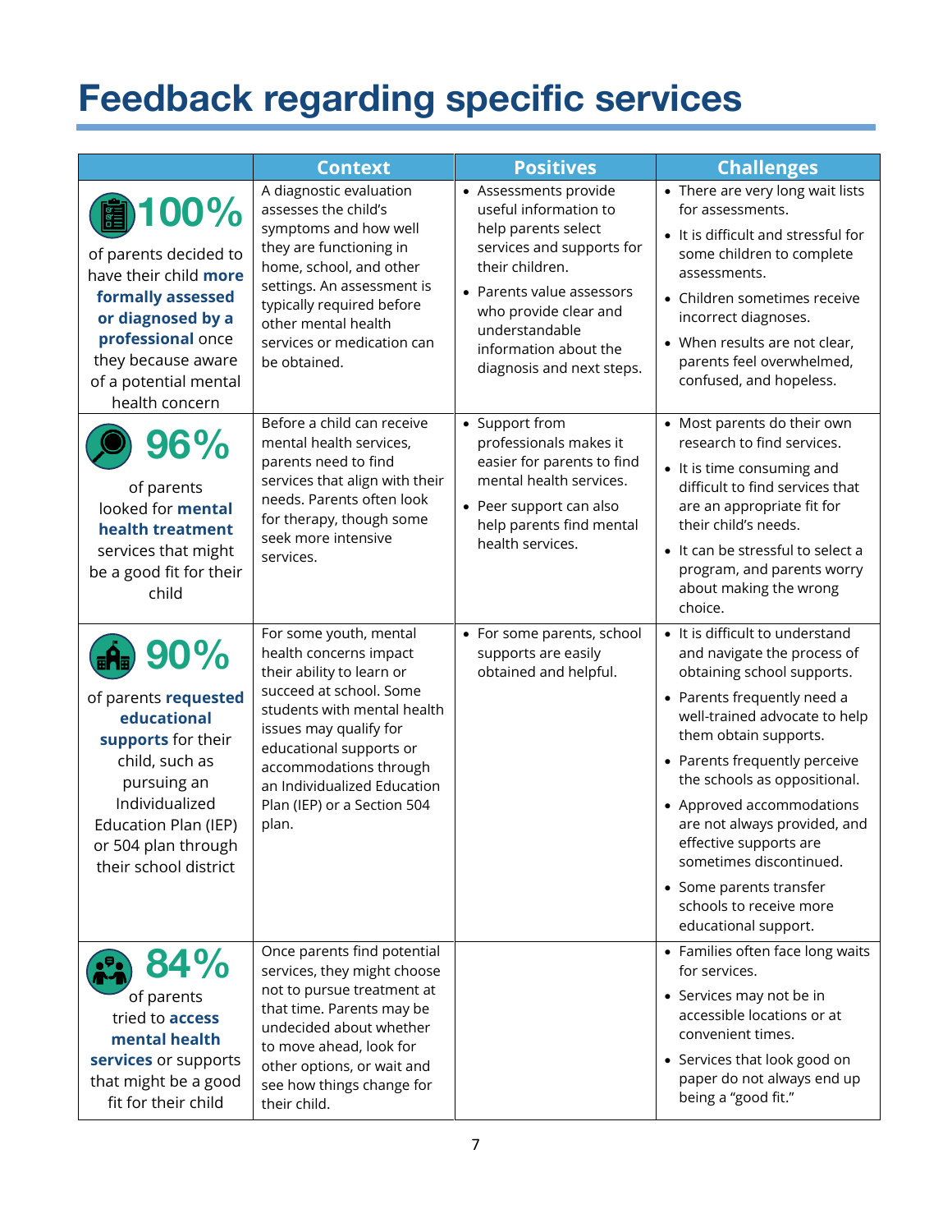# Feedback regarding specific services

| | Context | Positives | Challenges |
|---|---|---|---|
| **100%** of parents decided to have their child **more formally assessed or diagnosed by a professional** once they because aware of a potential mental health concern | A diagnostic evaluation assesses the child's symptoms and how well they are functioning in home, school, and other settings. An assessment is typically required before other mental health services or medication can be obtained. | • Assessments provide useful information to help parents select services and supports for their children.<br>• Parents value assessors who provide clear and understandable information about the diagnosis and next steps. | • There are very long wait lists for assessments.<br>• It is difficult and stressful for some children to complete assessments.<br>• Children sometimes receive incorrect diagnoses.<br>• When results are not clear, parents feel overwhelmed, confused, and hopeless. |
| **96%** of parents looked for **mental health treatment** services that might be a good fit for their child | Before a child can receive mental health services, parents need to find services that align with their needs. Parents often look for therapy, though some seek more intensive services. | • Support from professionals makes it easier for parents to find mental health services.<br>• Peer support can also help parents find mental health services. | • Most parents do their own research to find services.<br>• It is time consuming and difficult to find services that are an appropriate fit for their child's needs.<br>• It can be stressful to select a program, and parents worry about making the wrong choice. |
| **90%** of parents **requested educational supports** for their child, such as pursuing an Individualized Education Plan (IEP) or 504 plan through their school district | For some youth, mental health concerns impact their ability to learn or succeed at school. Some students with mental health issues may qualify for educational supports or accommodations through an Individualized Education Plan (IEP) or a Section 504 plan. | • For some parents, school supports are easily obtained and helpful. | • It is difficult to understand and navigate the process of obtaining school supports.<br>• Parents frequently need a well-trained advocate to help them obtain supports.<br>• Parents frequently perceive the schools as oppositional.<br>• Approved accommodations are not always provided, and effective supports are sometimes discontinued.<br>• Some parents transfer schools to receive more educational support. |
| **84%** of parents tried to **access mental health services** or supports that might be a good fit for their child | Once parents find potential services, they might choose not to pursue treatment at that time. Parents may be undecided about whether to move ahead, look for other options, or wait and see how things change for their child. | | • Families often face long waits for services.<br>• Services may not be in accessible locations or at convenient times.<br>• Services that look good on paper do not always end up being a "good fit." |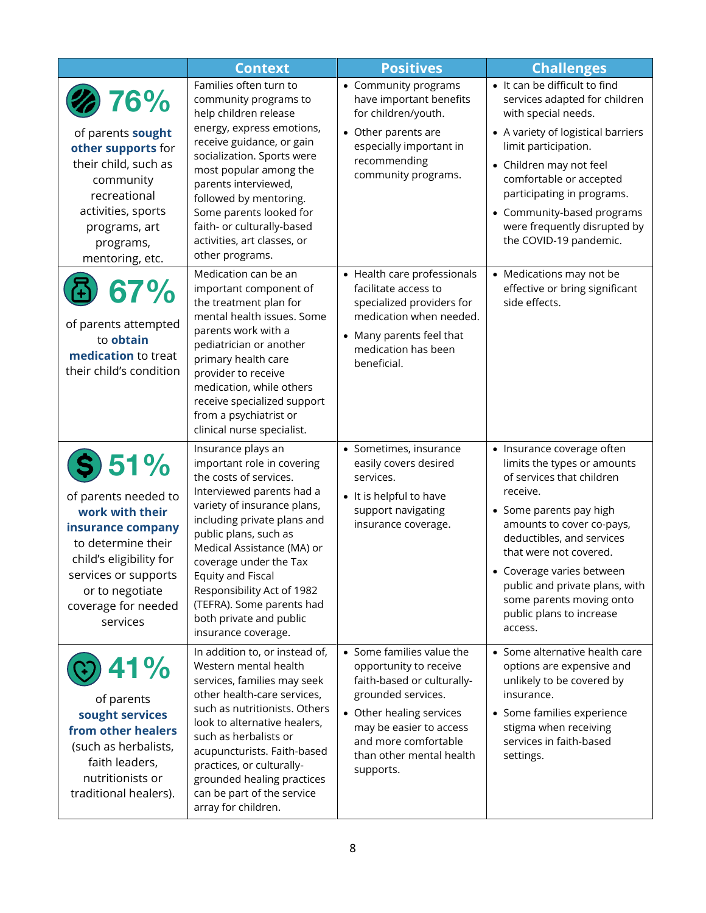| | Context | Positives | Challenges |
|---|---|---|---|
| **76%** of parents **sought other supports** for their child, such as community recreational activities, sports programs, art programs, mentoring, etc. | Families often turn to community programs to help children release energy, express emotions, receive guidance, or gain socialization. Sports were most popular among the parents interviewed, followed by mentoring. Some parents looked for faith- or culturally-based activities, art classes, or other programs. | • Community programs have important benefits for children/youth.<br>• Other parents are especially important in recommending community programs. | • It can be difficult to find services adapted for children with special needs.<br>• A variety of logistical barriers limit participation.<br>• Children may not feel comfortable or accepted participating in programs.<br>• Community-based programs were frequently disrupted by the COVID-19 pandemic. |
| **67%** of parents attempted to **obtain medication** to treat their child's condition | Medication can be an important component of the treatment plan for mental health issues. Some parents work with a pediatrician or another primary health care provider to receive medication, while others receive specialized support from a psychiatrist or clinical nurse specialist. | • Health care professionals facilitate access to specialized providers for medication when needed.<br>• Many parents feel that medication has been beneficial. | • Medications may not be effective or bring significant side effects. |
| **51%** of parents needed to **work with their insurance company** to determine their child's eligibility for services or supports or to negotiate coverage for needed services | Insurance plays an important role in covering the costs of services. Interviewed parents had a variety of insurance plans, including private plans and public plans, such as Medical Assistance (MA) or coverage under the Tax Equity and Fiscal Responsibility Act of 1982 (TEFRA). Some parents had both private and public insurance coverage. | • Sometimes, insurance easily covers desired services.<br>• It is helpful to have support navigating insurance coverage. | • Insurance coverage often limits the types or amounts of services that children receive.<br>• Some parents pay high amounts to cover co-pays, deductibles, and services that were not covered.<br>• Coverage varies between public and private plans, with some parents moving onto public plans to increase access. |
| **41%** of parents **sought services from other healers** (such as herbalists, faith leaders, nutritionists or traditional healers). | In addition to, or instead of, Western mental health services, families may seek other health-care services, such as nutritionists. Others look to alternative healers, such as herbalists or acupuncturists. Faith-based practices, or culturally-grounded healing practices can be part of the service array for children. | • Some families value the opportunity to receive faith-based or culturally-grounded services.<br>• Other healing services may be easier to access and more comfortable than other mental health supports. | • Some alternative health care options are expensive and unlikely to be covered by insurance.<br>• Some families experience stigma when receiving services in faith-based settings. |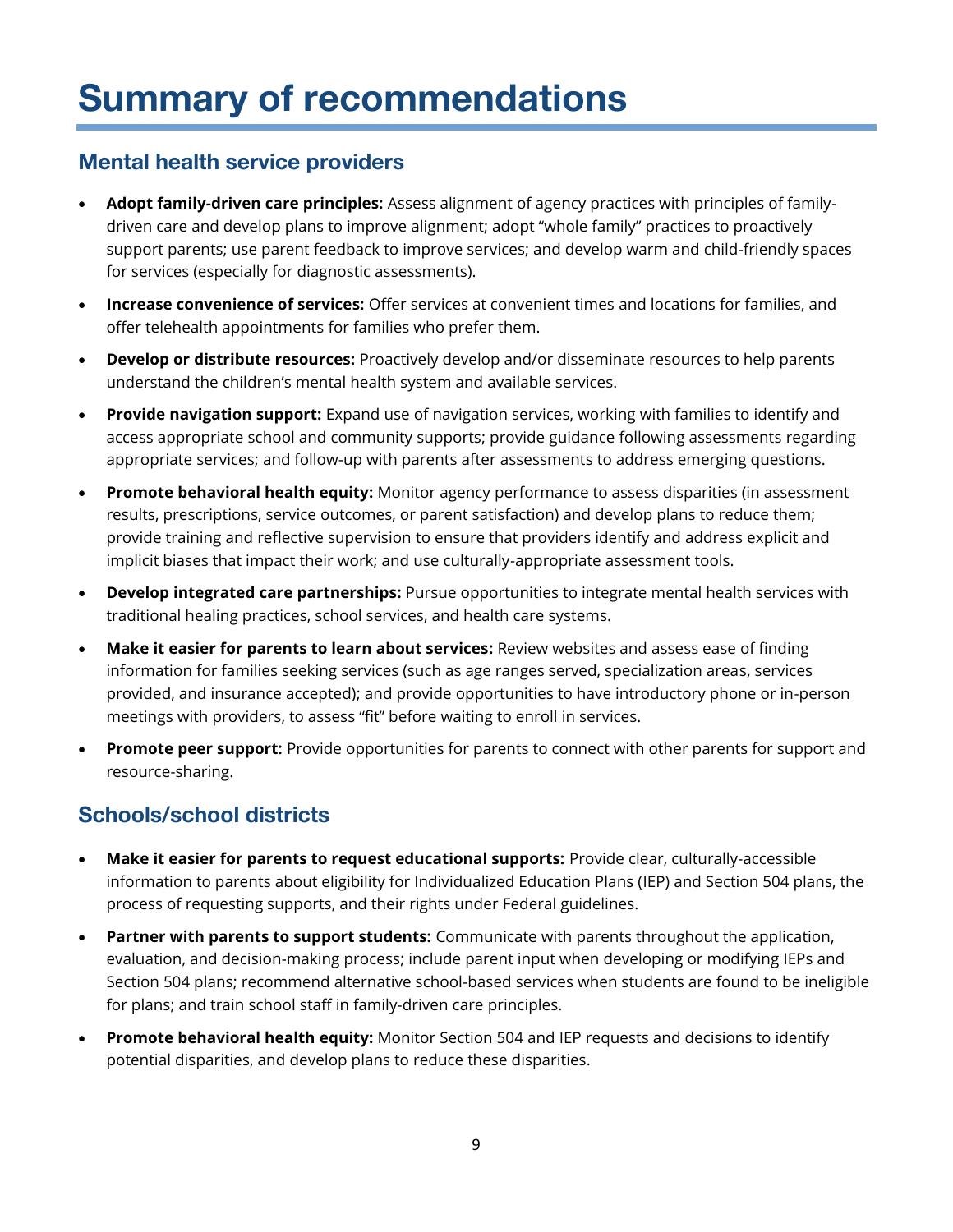# Summary of recommendations

## Mental health service providers

- **Adopt family-driven care principles:** Assess alignment of agency practices with principles of family-driven care and develop plans to improve alignment; adopt "whole family" practices to proactively support parents; use parent feedback to improve services; and develop warm and child-friendly spaces for services (especially for diagnostic assessments).
- **Increase convenience of services:** Offer services at convenient times and locations for families, and offer telehealth appointments for families who prefer them.
- **Develop or distribute resources:** Proactively develop and/or disseminate resources to help parents understand the children's mental health system and available services.
- **Provide navigation support:** Expand use of navigation services, working with families to identify and access appropriate school and community supports; provide guidance following assessments regarding appropriate services; and follow-up with parents after assessments to address emerging questions.
- **Promote behavioral health equity:** Monitor agency performance to assess disparities (in assessment results, prescriptions, service outcomes, or parent satisfaction) and develop plans to reduce them; provide training and reflective supervision to ensure that providers identify and address explicit and implicit biases that impact their work; and use culturally-appropriate assessment tools.
- **Develop integrated care partnerships:** Pursue opportunities to integrate mental health services with traditional healing practices, school services, and health care systems.
- **Make it easier for parents to learn about services:** Review websites and assess ease of finding information for families seeking services (such as age ranges served, specialization areas, services provided, and insurance accepted); and provide opportunities to have introductory phone or in-person meetings with providers, to assess "fit" before waiting to enroll in services.
- **Promote peer support:** Provide opportunities for parents to connect with other parents for support and resource-sharing.

## Schools/school districts

- **Make it easier for parents to request educational supports:** Provide clear, culturally-accessible information to parents about eligibility for Individualized Education Plans (IEP) and Section 504 plans, the process of requesting supports, and their rights under Federal guidelines.
- **Partner with parents to support students:** Communicate with parents throughout the application, evaluation, and decision-making process; include parent input when developing or modifying IEPs and Section 504 plans; recommend alternative school-based services when students are found to be ineligible for plans; and train school staff in family-driven care principles.
- **Promote behavioral health equity:** Monitor Section 504 and IEP requests and decisions to identify potential disparities, and develop plans to reduce these disparities.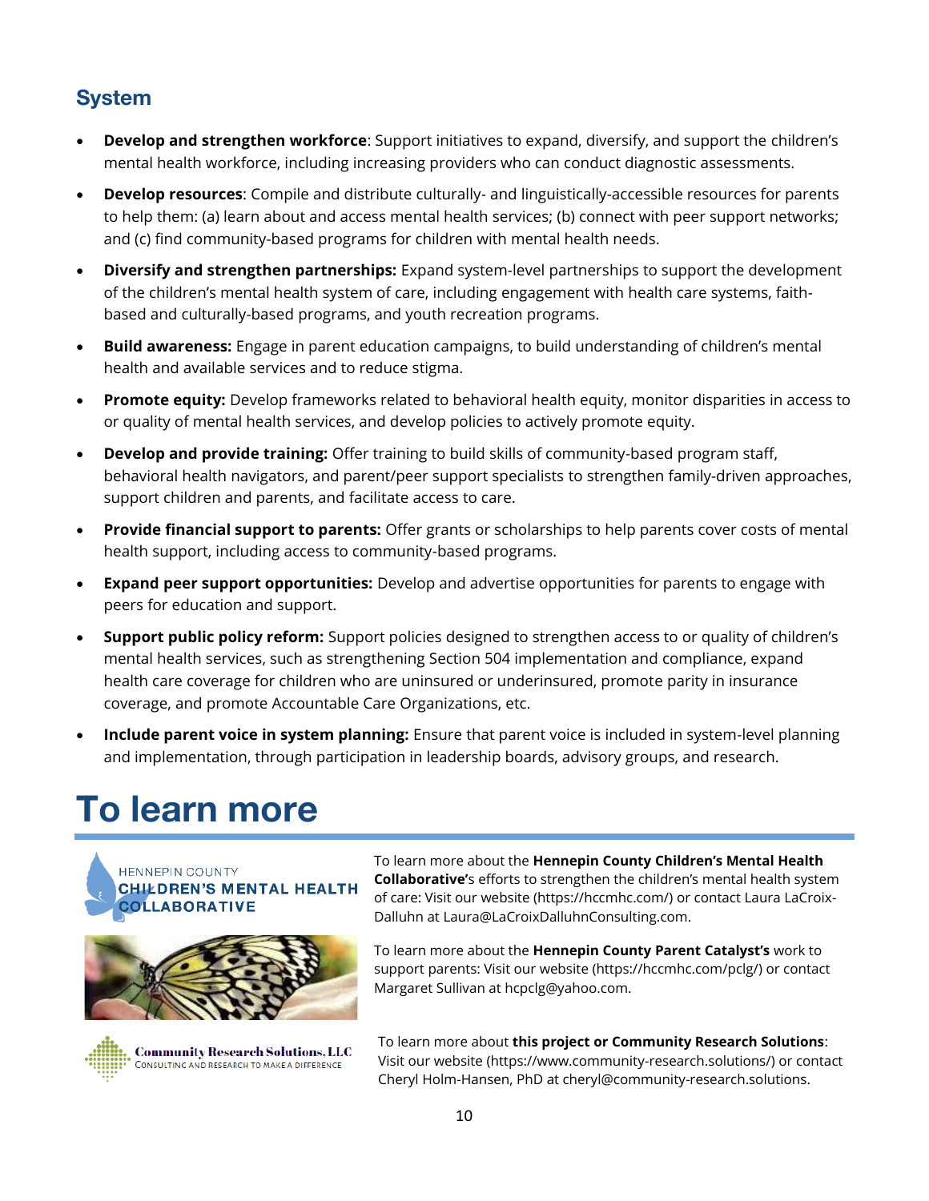## System

- **Develop and strengthen workforce**: Support initiatives to expand, diversify, and support the children's mental health workforce, including increasing providers who can conduct diagnostic assessments.
- **Develop resources**: Compile and distribute culturally- and linguistically-accessible resources for parents to help them: (a) learn about and access mental health services; (b) connect with peer support networks; and (c) find community-based programs for children with mental health needs.
- **Diversify and strengthen partnerships:** Expand system-level partnerships to support the development of the children's mental health system of care, including engagement with health care systems, faith-based and culturally-based programs, and youth recreation programs.
- **Build awareness:** Engage in parent education campaigns, to build understanding of children's mental health and available services and to reduce stigma.
- **Promote equity:** Develop frameworks related to behavioral health equity, monitor disparities in access to or quality of mental health services, and develop policies to actively promote equity.
- **Develop and provide training:** Offer training to build skills of community-based program staff, behavioral health navigators, and parent/peer support specialists to strengthen family-driven approaches, support children and parents, and facilitate access to care.
- **Provide financial support to parents:** Offer grants or scholarships to help parents cover costs of mental health support, including access to community-based programs.
- **Expand peer support opportunities:** Develop and advertise opportunities for parents to engage with peers for education and support.
- **Support public policy reform:** Support policies designed to strengthen access to or quality of children's mental health services, such as strengthening Section 504 implementation and compliance, expand health care coverage for children who are uninsured or underinsured, promote parity in insurance coverage, and promote Accountable Care Organizations, etc.
- **Include parent voice in system planning:** Ensure that parent voice is included in system-level planning and implementation, through participation in leadership boards, advisory groups, and research.

# To learn more

HENNEPIN COUNTY CHILDREN'S MENTAL HEALTH COLLABORATIVE

To learn more about the **Hennepin County Children's Mental Health Collaborative**'s efforts to strengthen the children's mental health system of care: Visit our website (https://hccmhc.com/) or contact Laura LaCroix-Dalluhn at Laura@LaCroixDalluhnConsulting.com.

To learn more about the **Hennepin County Parent Catalyst's** work to support parents: Visit our website (https://hccmhc.com/pclg/) or contact Margaret Sullivan at hcpclg@yahoo.com.

Community Research Solutions, LLC
CONSULTING AND RESEARCH TO MAKE A DIFFERENCE

To learn more about **this project or Community Research Solutions**: Visit our website (https://www.community-research.solutions/) or contact Cheryl Holm-Hansen, PhD at cheryl@community-research.solutions.